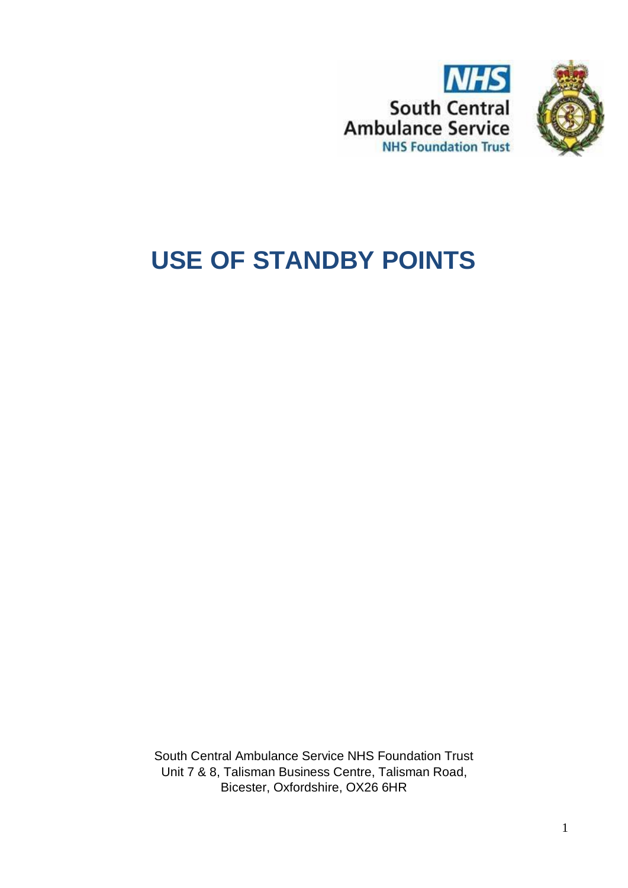South Central Ambulance Service
NHS Foundation Trust

# USE OF STANDBY POINTS

South Central Ambulance Service NHS Foundation Trust
Unit 7 & 8, Talisman Business Centre, Talisman Road,
Bicester, Oxfordshire, OX26 6HR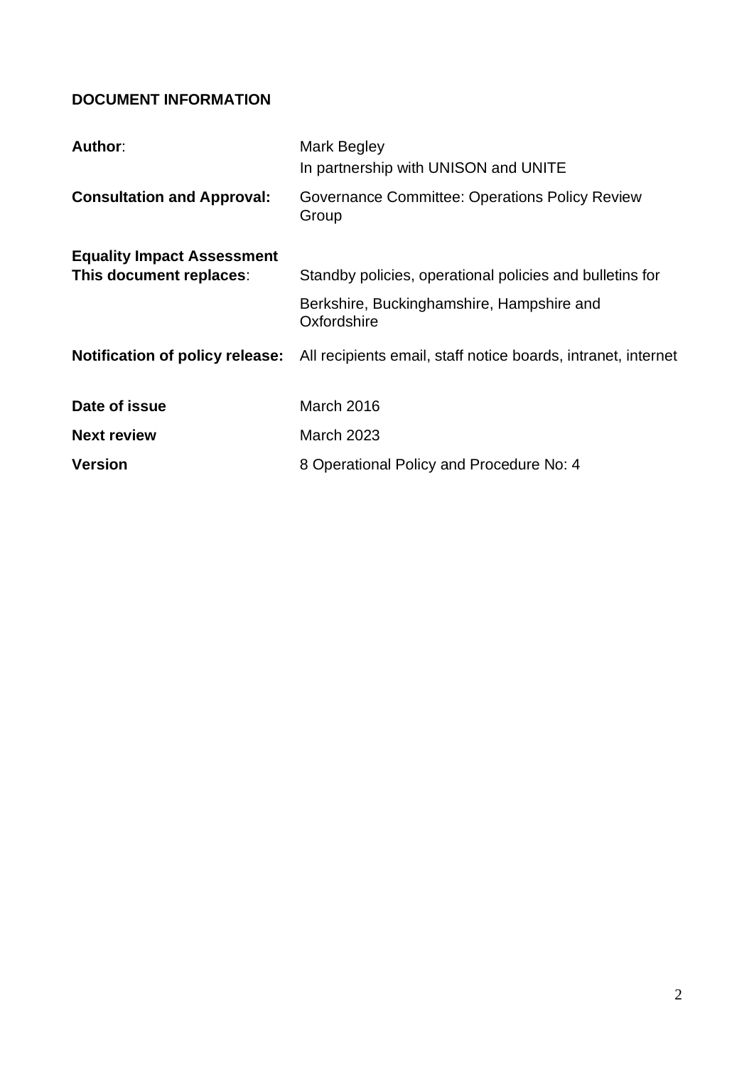**DOCUMENT INFORMATION**

| | |
|---|---|
| **Author**: | Mark Begley<br>In partnership with UNISON and UNITE |
| **Consultation and Approval:** | Governance Committee: Operations Policy Review Group |
| **Equality Impact Assessment** | |
| **This document replaces**: | Standby policies, operational policies and bulletins for<br>Berkshire, Buckinghamshire, Hampshire and Oxfordshire |
| **Notification of policy release:** | All recipients email, staff notice boards, intranet, internet |
| **Date of issue** | March 2016 |
| **Next review** | March 2023 |
| **Version** | 8 Operational Policy and Procedure No: 4 |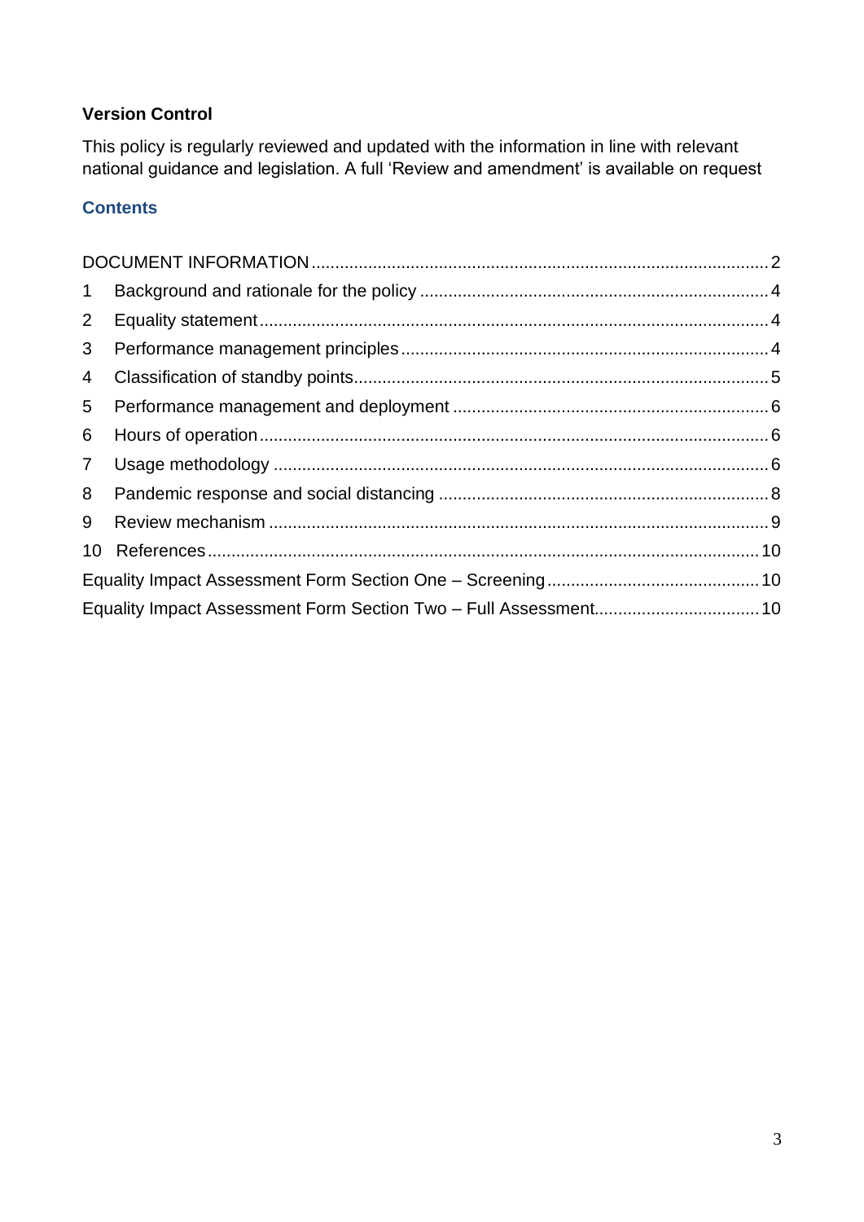**Version Control**

This policy is regularly reviewed and updated with the information in line with relevant national guidance and legislation. A full 'Review and amendment' is available on request

## Contents

DOCUMENT INFORMATION ........................................ 2

1 Background and rationale for the policy ........................................ 4

2 Equality statement ........................................ 4

3 Performance management principles ........................................ 4

4 Classification of standby points ........................................ 5

5 Performance management and deployment ........................................ 6

6 Hours of operation ........................................ 6

7 Usage methodology ........................................ 6

8 Pandemic response and social distancing ........................................ 8

9 Review mechanism ........................................ 9

10 References ........................................ 10

Equality Impact Assessment Form Section One – Screening ........................................ 10

Equality Impact Assessment Form Section Two – Full Assessment ........................................ 10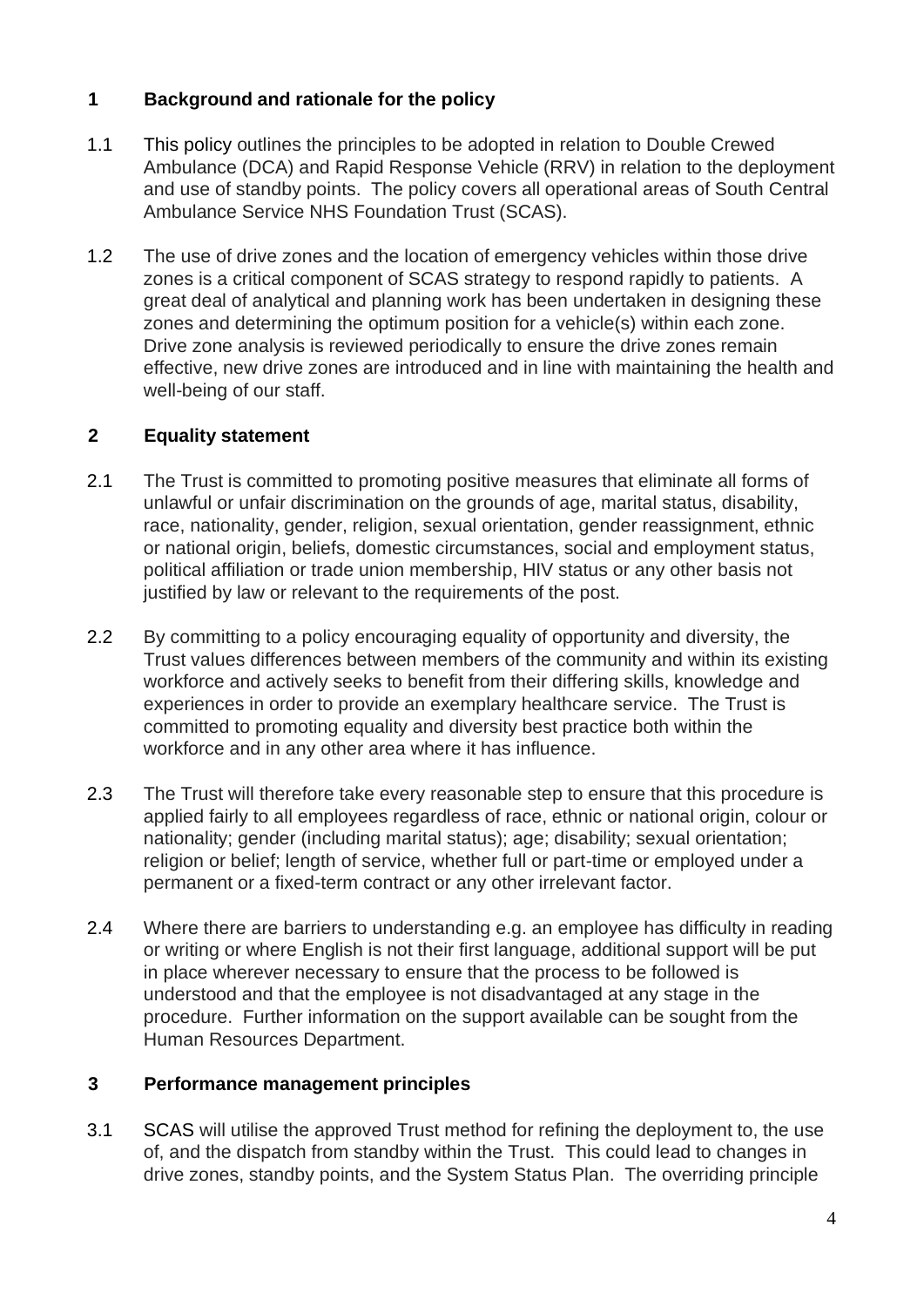## 1 Background and rationale for the policy

1.1 This policy outlines the principles to be adopted in relation to Double Crewed Ambulance (DCA) and Rapid Response Vehicle (RRV) in relation to the deployment and use of standby points. The policy covers all operational areas of South Central Ambulance Service NHS Foundation Trust (SCAS).

1.2 The use of drive zones and the location of emergency vehicles within those drive zones is a critical component of SCAS strategy to respond rapidly to patients. A great deal of analytical and planning work has been undertaken in designing these zones and determining the optimum position for a vehicle(s) within each zone. Drive zone analysis is reviewed periodically to ensure the drive zones remain effective, new drive zones are introduced and in line with maintaining the health and well-being of our staff.

## 2 Equality statement

2.1 The Trust is committed to promoting positive measures that eliminate all forms of unlawful or unfair discrimination on the grounds of age, marital status, disability, race, nationality, gender, religion, sexual orientation, gender reassignment, ethnic or national origin, beliefs, domestic circumstances, social and employment status, political affiliation or trade union membership, HIV status or any other basis not justified by law or relevant to the requirements of the post.

2.2 By committing to a policy encouraging equality of opportunity and diversity, the Trust values differences between members of the community and within its existing workforce and actively seeks to benefit from their differing skills, knowledge and experiences in order to provide an exemplary healthcare service. The Trust is committed to promoting equality and diversity best practice both within the workforce and in any other area where it has influence.

2.3 The Trust will therefore take every reasonable step to ensure that this procedure is applied fairly to all employees regardless of race, ethnic or national origin, colour or nationality; gender (including marital status); age; disability; sexual orientation; religion or belief; length of service, whether full or part-time or employed under a permanent or a fixed-term contract or any other irrelevant factor.

2.4 Where there are barriers to understanding e.g. an employee has difficulty in reading or writing or where English is not their first language, additional support will be put in place wherever necessary to ensure that the process to be followed is understood and that the employee is not disadvantaged at any stage in the procedure. Further information on the support available can be sought from the Human Resources Department.

## 3 Performance management principles

3.1 SCAS will utilise the approved Trust method for refining the deployment to, the use of, and the dispatch from standby within the Trust. This could lead to changes in drive zones, standby points, and the System Status Plan. The overriding principle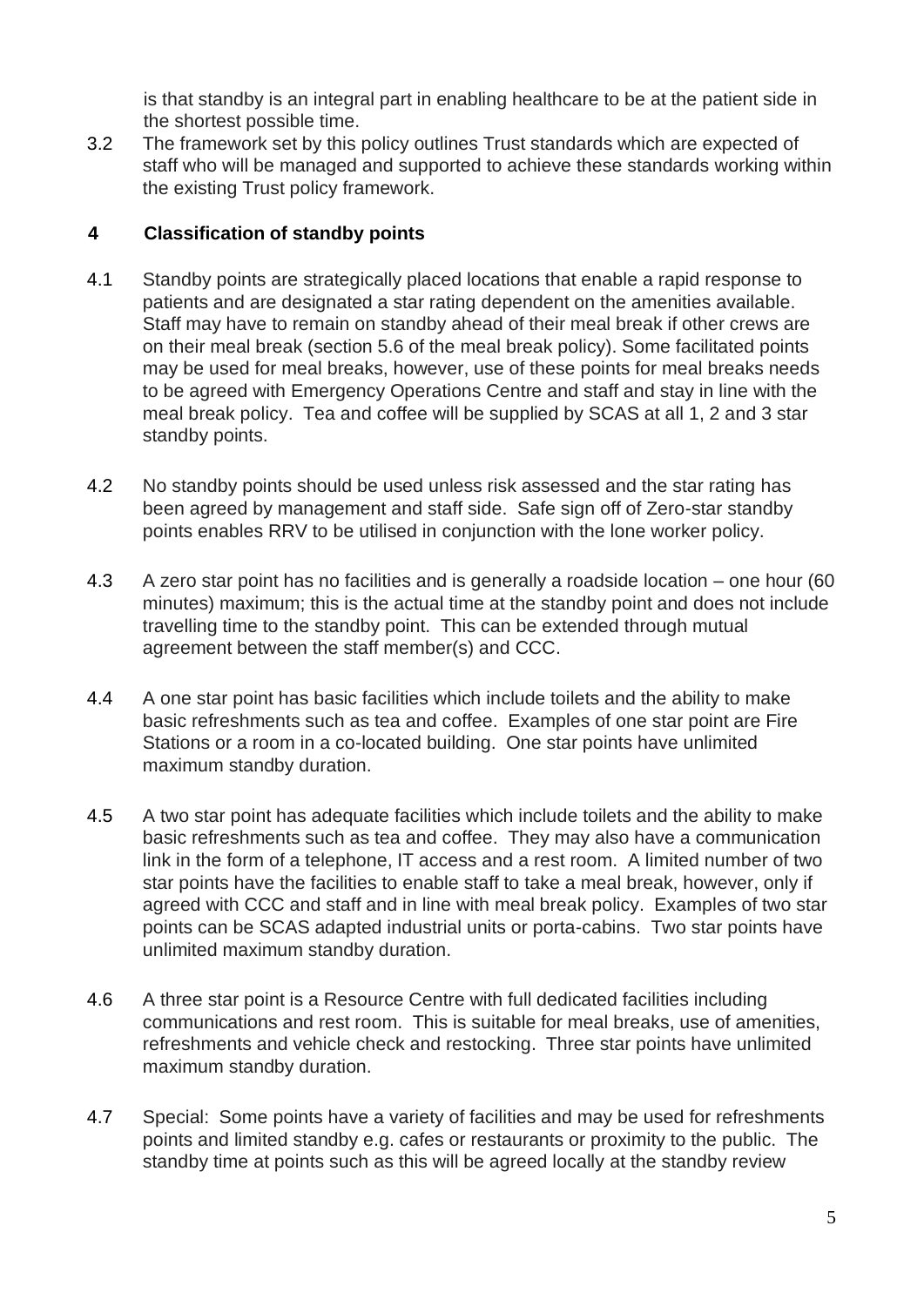is that standby is an integral part in enabling healthcare to be at the patient side in the shortest possible time.

3.2 The framework set by this policy outlines Trust standards which are expected of staff who will be managed and supported to achieve these standards working within the existing Trust policy framework.

## 4 Classification of standby points

4.1 Standby points are strategically placed locations that enable a rapid response to patients and are designated a star rating dependent on the amenities available. Staff may have to remain on standby ahead of their meal break if other crews are on their meal break (section 5.6 of the meal break policy). Some facilitated points may be used for meal breaks, however, use of these points for meal breaks needs to be agreed with Emergency Operations Centre and staff and stay in line with the meal break policy. Tea and coffee will be supplied by SCAS at all 1, 2 and 3 star standby points.

4.2 No standby points should be used unless risk assessed and the star rating has been agreed by management and staff side. Safe sign off of Zero-star standby points enables RRV to be utilised in conjunction with the lone worker policy.

4.3 A zero star point has no facilities and is generally a roadside location – one hour (60 minutes) maximum; this is the actual time at the standby point and does not include travelling time to the standby point. This can be extended through mutual agreement between the staff member(s) and CCC.

4.4 A one star point has basic facilities which include toilets and the ability to make basic refreshments such as tea and coffee. Examples of one star point are Fire Stations or a room in a co-located building. One star points have unlimited maximum standby duration.

4.5 A two star point has adequate facilities which include toilets and the ability to make basic refreshments such as tea and coffee. They may also have a communication link in the form of a telephone, IT access and a rest room. A limited number of two star points have the facilities to enable staff to take a meal break, however, only if agreed with CCC and staff and in line with meal break policy. Examples of two star points can be SCAS adapted industrial units or porta-cabins. Two star points have unlimited maximum standby duration.

4.6 A three star point is a Resource Centre with full dedicated facilities including communications and rest room. This is suitable for meal breaks, use of amenities, refreshments and vehicle check and restocking. Three star points have unlimited maximum standby duration.

4.7 Special: Some points have a variety of facilities and may be used for refreshments points and limited standby e.g. cafes or restaurants or proximity to the public. The standby time at points such as this will be agreed locally at the standby review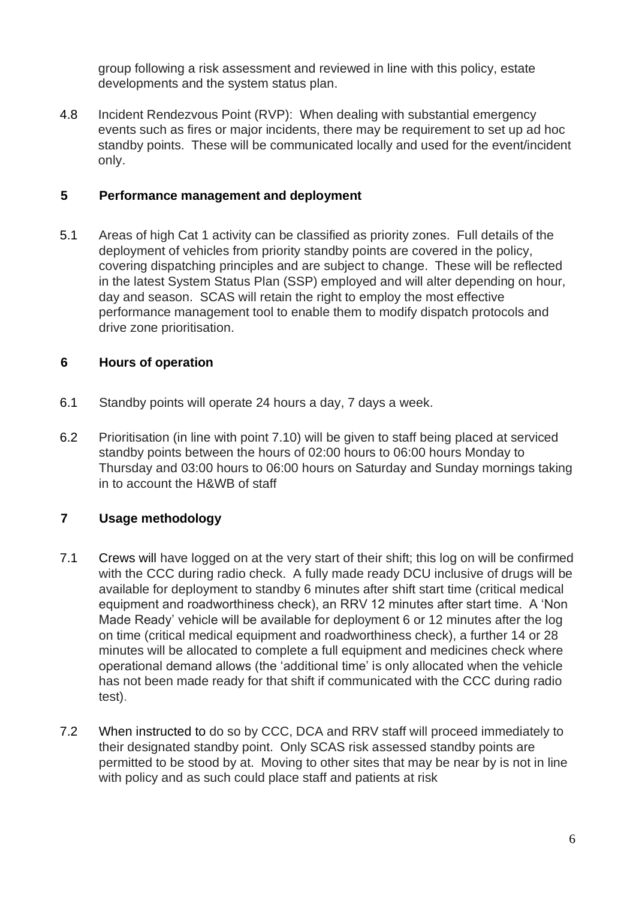group following a risk assessment and reviewed in line with this policy, estate developments and the system status plan.

4.8 Incident Rendezvous Point (RVP): When dealing with substantial emergency events such as fires or major incidents, there may be requirement to set up ad hoc standby points. These will be communicated locally and used for the event/incident only.

## 5 Performance management and deployment

5.1 Areas of high Cat 1 activity can be classified as priority zones. Full details of the deployment of vehicles from priority standby points are covered in the policy, covering dispatching principles and are subject to change. These will be reflected in the latest System Status Plan (SSP) employed and will alter depending on hour, day and season. SCAS will retain the right to employ the most effective performance management tool to enable them to modify dispatch protocols and drive zone prioritisation.

## 6 Hours of operation

6.1 Standby points will operate 24 hours a day, 7 days a week.

6.2 Prioritisation (in line with point 7.10) will be given to staff being placed at serviced standby points between the hours of 02:00 hours to 06:00 hours Monday to Thursday and 03:00 hours to 06:00 hours on Saturday and Sunday mornings taking in to account the H&WB of staff

## 7 Usage methodology

7.1 Crews will have logged on at the very start of their shift; this log on will be confirmed with the CCC during radio check. A fully made ready DCU inclusive of drugs will be available for deployment to standby 6 minutes after shift start time (critical medical equipment and roadworthiness check), an RRV 12 minutes after start time. A 'Non Made Ready' vehicle will be available for deployment 6 or 12 minutes after the log on time (critical medical equipment and roadworthiness check), a further 14 or 28 minutes will be allocated to complete a full equipment and medicines check where operational demand allows (the 'additional time' is only allocated when the vehicle has not been made ready for that shift if communicated with the CCC during radio test).

7.2 When instructed to do so by CCC, DCA and RRV staff will proceed immediately to their designated standby point. Only SCAS risk assessed standby points are permitted to be stood by at. Moving to other sites that may be near by is not in line with policy and as such could place staff and patients at risk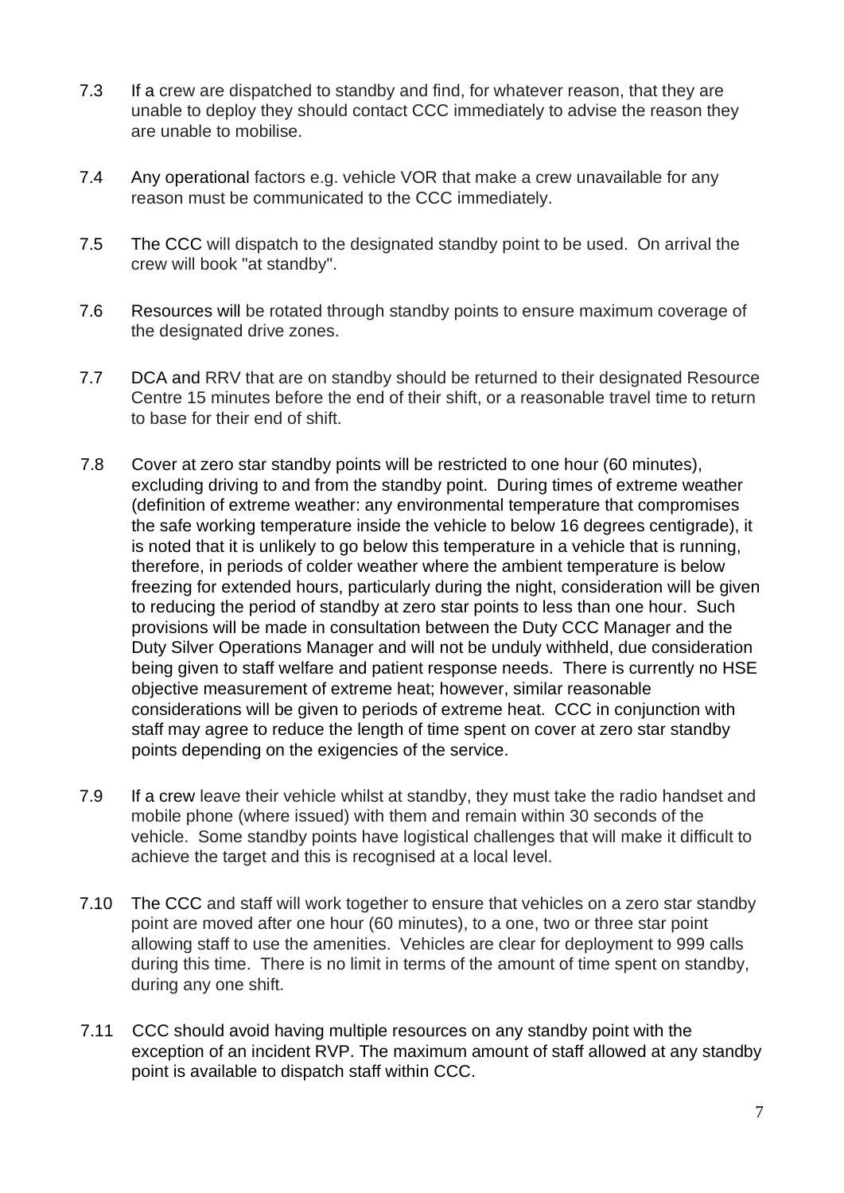7.3 If a crew are dispatched to standby and find, for whatever reason, that they are unable to deploy they should contact CCC immediately to advise the reason they are unable to mobilise.

7.4 Any operational factors e.g. vehicle VOR that make a crew unavailable for any reason must be communicated to the CCC immediately.

7.5 The CCC will dispatch to the designated standby point to be used. On arrival the crew will book "at standby".

7.6 Resources will be rotated through standby points to ensure maximum coverage of the designated drive zones.

7.7 DCA and RRV that are on standby should be returned to their designated Resource Centre 15 minutes before the end of their shift, or a reasonable travel time to return to base for their end of shift.

7.8 Cover at zero star standby points will be restricted to one hour (60 minutes), excluding driving to and from the standby point. During times of extreme weather (definition of extreme weather: any environmental temperature that compromises the safe working temperature inside the vehicle to below 16 degrees centigrade), it is noted that it is unlikely to go below this temperature in a vehicle that is running, therefore, in periods of colder weather where the ambient temperature is below freezing for extended hours, particularly during the night, consideration will be given to reducing the period of standby at zero star points to less than one hour. Such provisions will be made in consultation between the Duty CCC Manager and the Duty Silver Operations Manager and will not be unduly withheld, due consideration being given to staff welfare and patient response needs. There is currently no HSE objective measurement of extreme heat; however, similar reasonable considerations will be given to periods of extreme heat. CCC in conjunction with staff may agree to reduce the length of time spent on cover at zero star standby points depending on the exigencies of the service.

7.9 If a crew leave their vehicle whilst at standby, they must take the radio handset and mobile phone (where issued) with them and remain within 30 seconds of the vehicle. Some standby points have logistical challenges that will make it difficult to achieve the target and this is recognised at a local level.

7.10 The CCC and staff will work together to ensure that vehicles on a zero star standby point are moved after one hour (60 minutes), to a one, two or three star point allowing staff to use the amenities. Vehicles are clear for deployment to 999 calls during this time. There is no limit in terms of the amount of time spent on standby, during any one shift.

7.11 CCC should avoid having multiple resources on any standby point with the exception of an incident RVP. The maximum amount of staff allowed at any standby point is available to dispatch staff within CCC.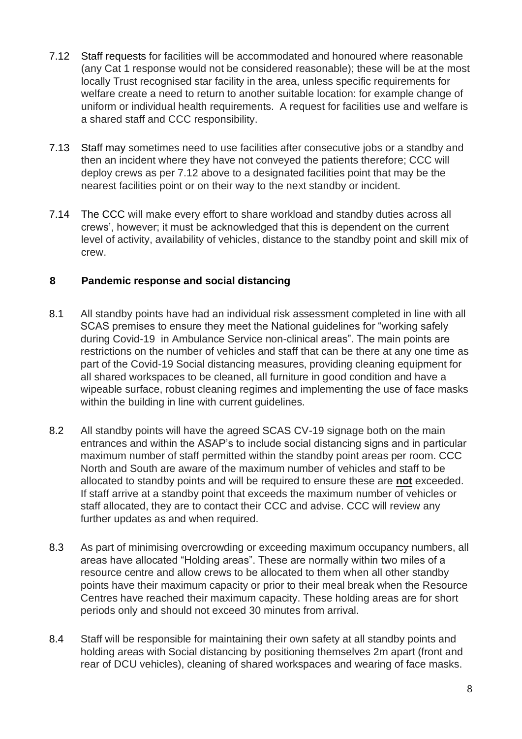7.12 Staff requests for facilities will be accommodated and honoured where reasonable (any Cat 1 response would not be considered reasonable); these will be at the most locally Trust recognised star facility in the area, unless specific requirements for welfare create a need to return to another suitable location: for example change of uniform or individual health requirements. A request for facilities use and welfare is a shared staff and CCC responsibility.

7.13 Staff may sometimes need to use facilities after consecutive jobs or a standby and then an incident where they have not conveyed the patients therefore; CCC will deploy crews as per 7.12 above to a designated facilities point that may be the nearest facilities point or on their way to the next standby or incident.

7.14 The CCC will make every effort to share workload and standby duties across all crews', however; it must be acknowledged that this is dependent on the current level of activity, availability of vehicles, distance to the standby point and skill mix of crew.

## 8 Pandemic response and social distancing

8.1 All standby points have had an individual risk assessment completed in line with all SCAS premises to ensure they meet the National guidelines for "working safely during Covid-19 in Ambulance Service non-clinical areas". The main points are restrictions on the number of vehicles and staff that can be there at any one time as part of the Covid-19 Social distancing measures, providing cleaning equipment for all shared workspaces to be cleaned, all furniture in good condition and have a wipeable surface, robust cleaning regimes and implementing the use of face masks within the building in line with current guidelines.

8.2 All standby points will have the agreed SCAS CV-19 signage both on the main entrances and within the ASAP's to include social distancing signs and in particular maximum number of staff permitted within the standby point areas per room. CCC North and South are aware of the maximum number of vehicles and staff to be allocated to standby points and will be required to ensure these are **not** exceeded. If staff arrive at a standby point that exceeds the maximum number of vehicles or staff allocated, they are to contact their CCC and advise. CCC will review any further updates as and when required.

8.3 As part of minimising overcrowding or exceeding maximum occupancy numbers, all areas have allocated "Holding areas". These are normally within two miles of a resource centre and allow crews to be allocated to them when all other standby points have their maximum capacity or prior to their meal break when the Resource Centres have reached their maximum capacity. These holding areas are for short periods only and should not exceed 30 minutes from arrival.

8.4 Staff will be responsible for maintaining their own safety at all standby points and holding areas with Social distancing by positioning themselves 2m apart (front and rear of DCU vehicles), cleaning of shared workspaces and wearing of face masks.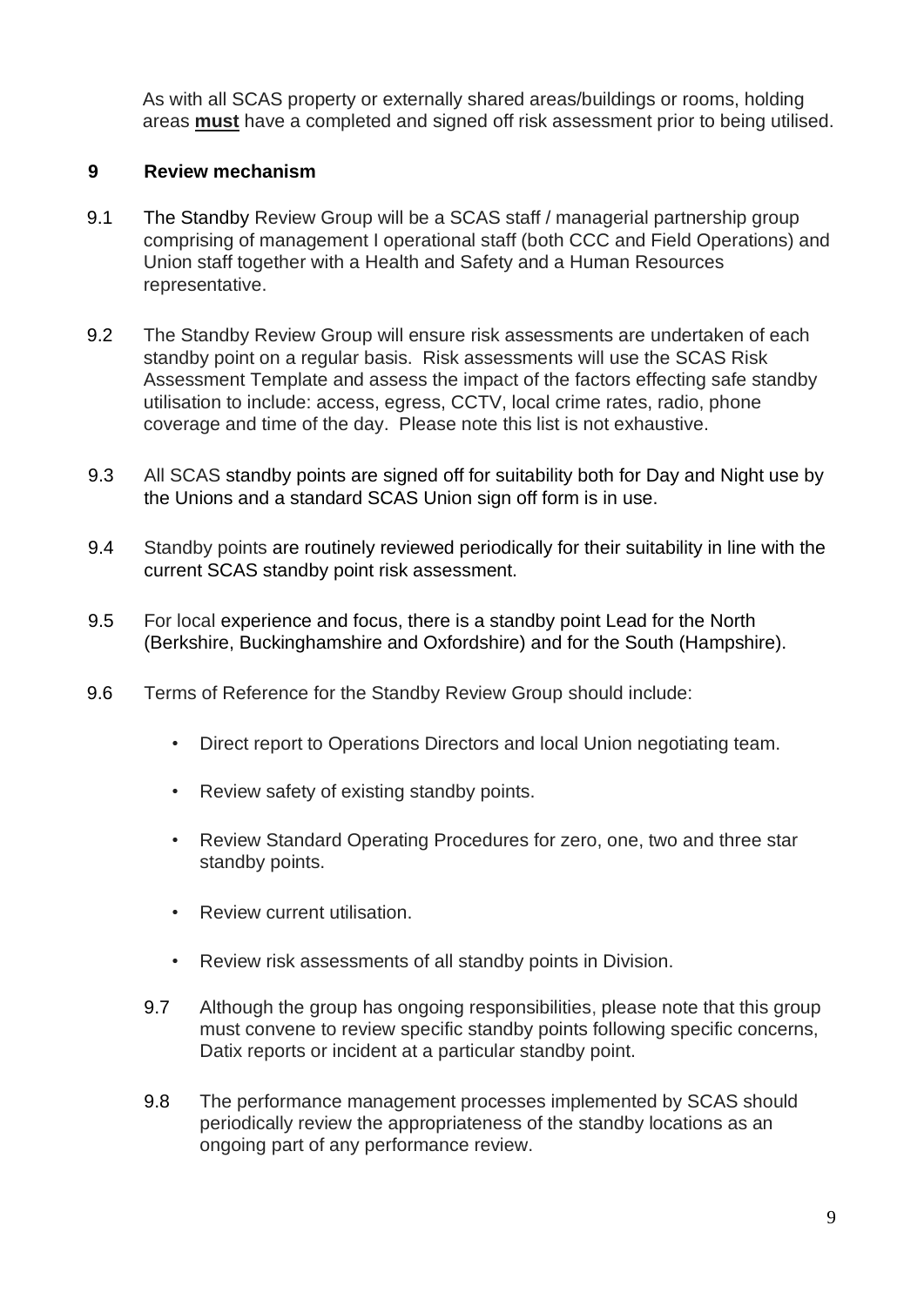As with all SCAS property or externally shared areas/buildings or rooms, holding areas **must** have a completed and signed off risk assessment prior to being utilised.

## 9 Review mechanism

9.1 The Standby Review Group will be a SCAS staff / managerial partnership group comprising of management I operational staff (both CCC and Field Operations) and Union staff together with a Health and Safety and a Human Resources representative.

9.2 The Standby Review Group will ensure risk assessments are undertaken of each standby point on a regular basis. Risk assessments will use the SCAS Risk Assessment Template and assess the impact of the factors effecting safe standby utilisation to include: access, egress, CCTV, local crime rates, radio, phone coverage and time of the day. Please note this list is not exhaustive.

9.3 All SCAS standby points are signed off for suitability both for Day and Night use by the Unions and a standard SCAS Union sign off form is in use.

9.4 Standby points are routinely reviewed periodically for their suitability in line with the current SCAS standby point risk assessment.

9.5 For local experience and focus, there is a standby point Lead for the North (Berkshire, Buckinghamshire and Oxfordshire) and for the South (Hampshire).

9.6 Terms of Reference for the Standby Review Group should include:

- Direct report to Operations Directors and local Union negotiating team.
- Review safety of existing standby points.
- Review Standard Operating Procedures for zero, one, two and three star standby points.
- Review current utilisation.
- Review risk assessments of all standby points in Division.

9.7 Although the group has ongoing responsibilities, please note that this group must convene to review specific standby points following specific concerns, Datix reports or incident at a particular standby point.

9.8 The performance management processes implemented by SCAS should periodically review the appropriateness of the standby locations as an ongoing part of any performance review.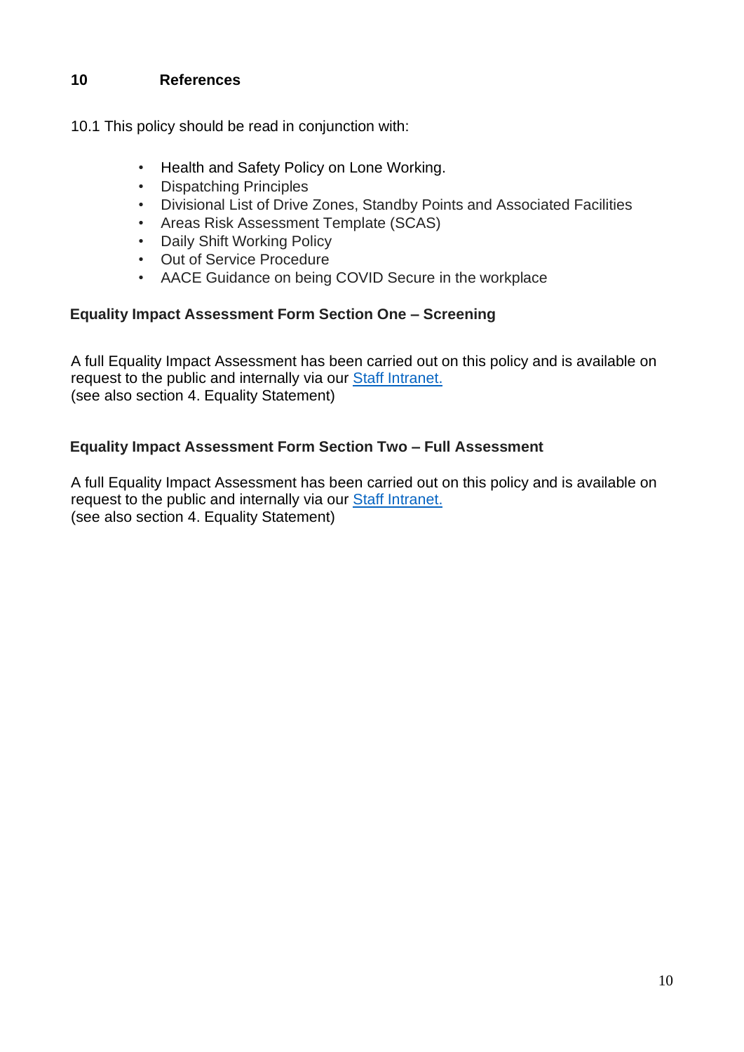## 10 References

10.1 This policy should be read in conjunction with:

- Health and Safety Policy on Lone Working.
- Dispatching Principles
- Divisional List of Drive Zones, Standby Points and Associated Facilities
- Areas Risk Assessment Template (SCAS)
- Daily Shift Working Policy
- Out of Service Procedure
- AACE Guidance on being COVID Secure in the workplace

**Equality Impact Assessment Form Section One – Screening**

A full Equality Impact Assessment has been carried out on this policy and is available on request to the public and internally via our Staff Intranet.
(see also section 4. Equality Statement)

**Equality Impact Assessment Form Section Two – Full Assessment**

A full Equality Impact Assessment has been carried out on this policy and is available on request to the public and internally via our Staff Intranet.
(see also section 4. Equality Statement)